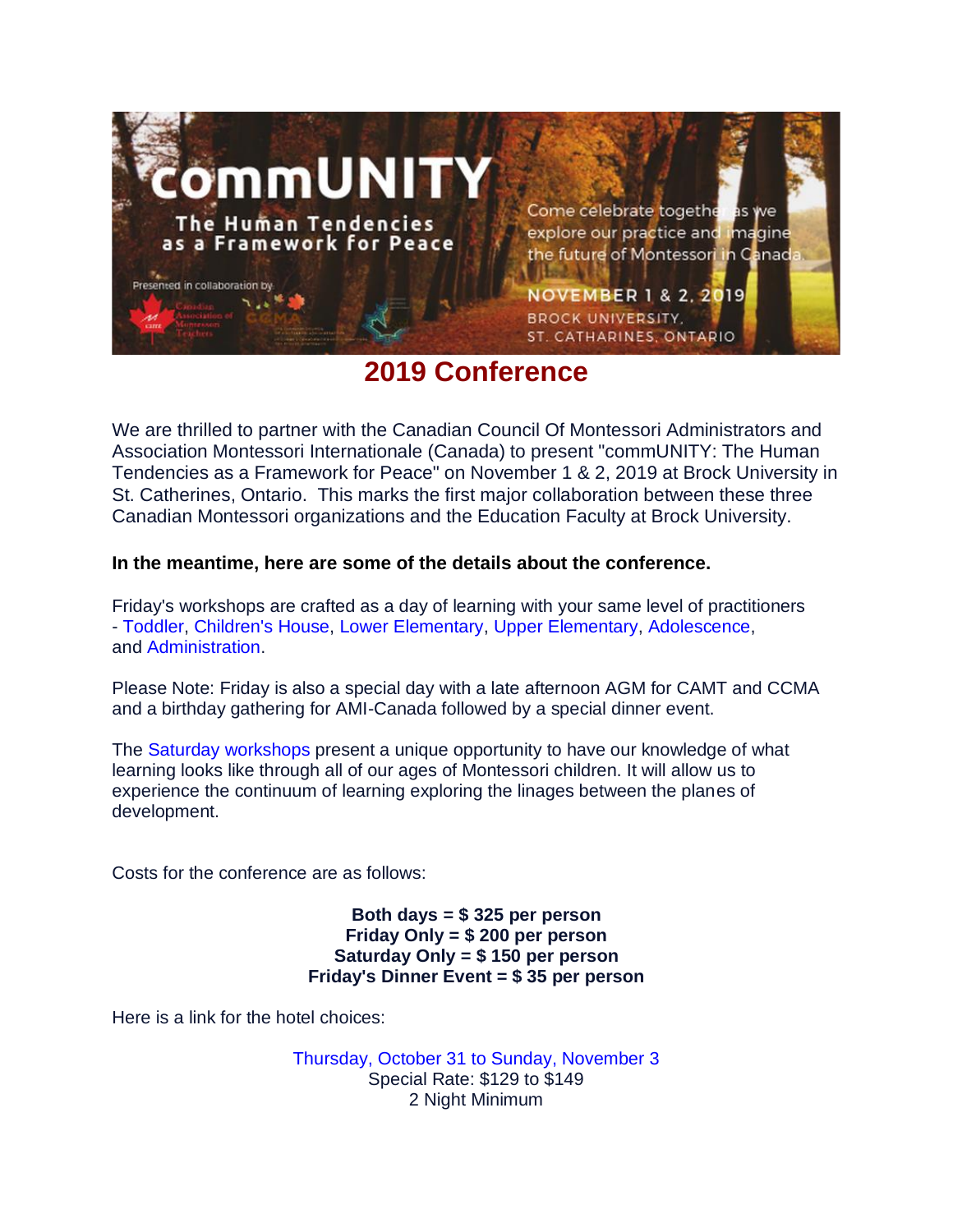# commUNITY

## The Human Tendencies as a Framework for Peace

Presented in collaboration by

Come celebrate together as we explore our practice and imagine the future of Montessori in Canada.

NOVEMBER 1 & 2, 2019
BROCK UNIVERSITY,
ST. CATHARINES, ONTARIO

# 2019 Conference

We are thrilled to partner with the Canadian Council Of Montessori Administrators and Association Montessori Internationale (Canada) to present "commUNITY: The Human Tendencies as a Framework for Peace" on November 1 & 2, 2019 at Brock University in St. Catherines, Ontario. This marks the first major collaboration between these three Canadian Montessori organizations and the Education Faculty at Brock University.

**In the meantime, here are some of the details about the conference.**

Friday's workshops are crafted as a day of learning with your same level of practitioners - Toddler, Children's House, Lower Elementary, Upper Elementary, Adolescence, and Administration.

Please Note: Friday is also a special day with a late afternoon AGM for CAMT and CCMA and a birthday gathering for AMI-Canada followed by a special dinner event.

The Saturday workshops present a unique opportunity to have our knowledge of what learning looks like through all of our ages of Montessori children. It will allow us to experience the continuum of learning exploring the linages between the planes of development.

Costs for the conference are as follows:

**Both days = $ 325 per person**
**Friday Only = $ 200 per person**
**Saturday Only = $ 150 per person**
**Friday's Dinner Event = $ 35 per person**

Here is a link for the hotel choices:

Thursday, October 31 to Sunday, November 3
Special Rate: $129 to $149
2 Night Minimum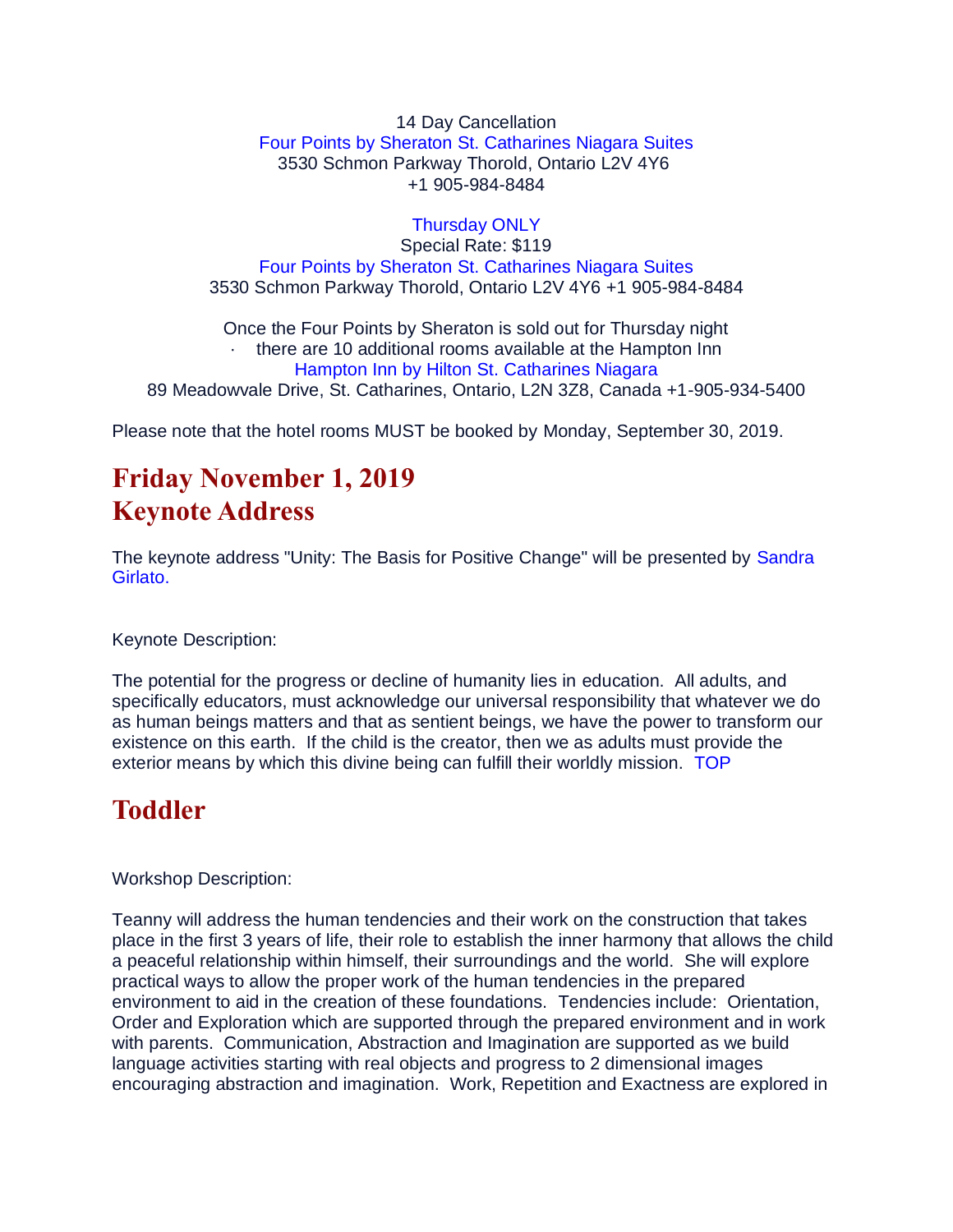14 Day Cancellation
Four Points by Sheraton St. Catharines Niagara Suites
3530 Schmon Parkway Thorold, Ontario L2V 4Y6
+1 905-984-8484

Thursday ONLY
Special Rate: $119
Four Points by Sheraton St. Catharines Niagara Suites
3530 Schmon Parkway Thorold, Ontario L2V 4Y6 +1 905-984-8484

Once the Four Points by Sheraton is sold out for Thursday night
· there are 10 additional rooms available at the Hampton Inn
Hampton Inn by Hilton St. Catharines Niagara
89 Meadowvale Drive, St. Catharines, Ontario, L2N 3Z8, Canada +1-905-934-5400

Please note that the hotel rooms MUST be booked by Monday, September 30, 2019.

## Friday November 1, 2019
## Keynote Address

The keynote address "Unity: The Basis for Positive Change" will be presented by Sandra Girlato.

Keynote Description:

The potential for the progress or decline of humanity lies in education. All adults, and specifically educators, must acknowledge our universal responsibility that whatever we do as human beings matters and that as sentient beings, we have the power to transform our existence on this earth. If the child is the creator, then we as adults must provide the exterior means by which this divine being can fulfill their worldly mission. TOP

## Toddler

Workshop Description:

Teanny will address the human tendencies and their work on the construction that takes place in the first 3 years of life, their role to establish the inner harmony that allows the child a peaceful relationship within himself, their surroundings and the world. She will explore practical ways to allow the proper work of the human tendencies in the prepared environment to aid in the creation of these foundations. Tendencies include: Orientation, Order and Exploration which are supported through the prepared environment and in work with parents. Communication, Abstraction and Imagination are supported as we build language activities starting with real objects and progress to 2 dimensional images encouraging abstraction and imagination. Work, Repetition and Exactness are explored in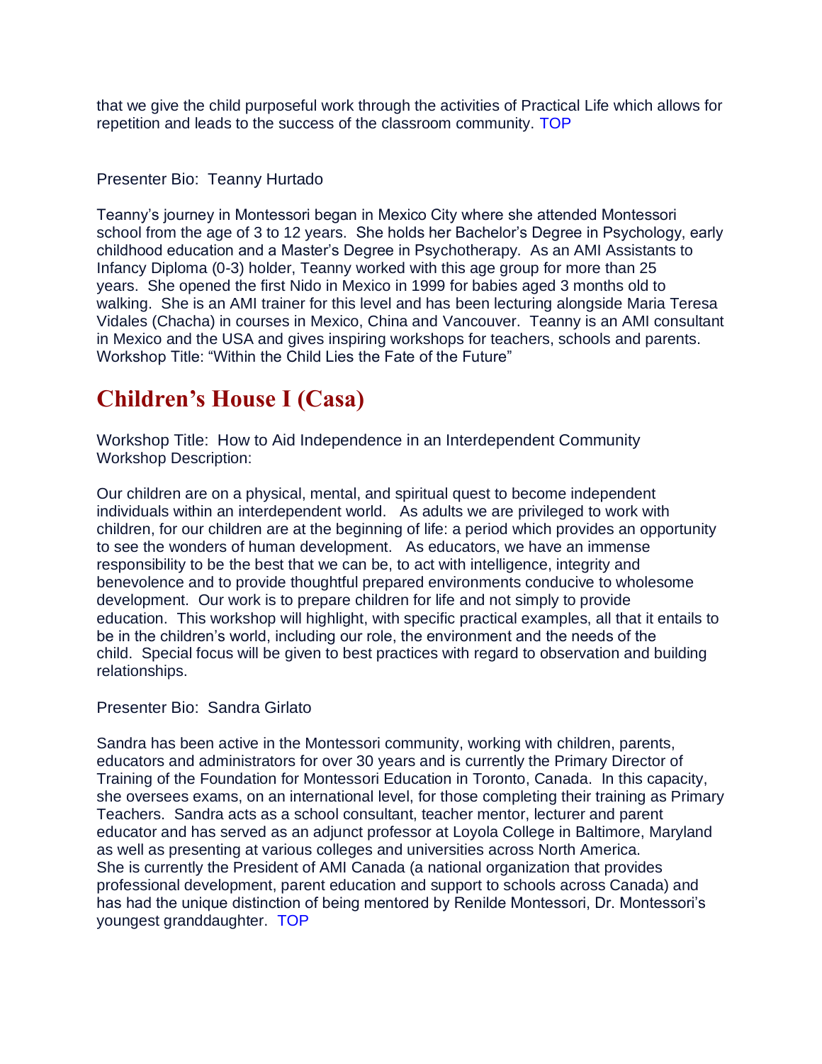that we give the child purposeful work through the activities of Practical Life which allows for repetition and leads to the success of the classroom community. TOP

Presenter Bio: Teanny Hurtado

Teanny's journey in Montessori began in Mexico City where she attended Montessori school from the age of 3 to 12 years. She holds her Bachelor's Degree in Psychology, early childhood education and a Master's Degree in Psychotherapy. As an AMI Assistants to Infancy Diploma (0-3) holder, Teanny worked with this age group for more than 25 years. She opened the first Nido in Mexico in 1999 for babies aged 3 months old to walking. She is an AMI trainer for this level and has been lecturing alongside Maria Teresa Vidales (Chacha) in courses in Mexico, China and Vancouver. Teanny is an AMI consultant in Mexico and the USA and gives inspiring workshops for teachers, schools and parents.
Workshop Title: "Within the Child Lies the Fate of the Future"

## Children's House I (Casa)

Workshop Title: How to Aid Independence in an Interdependent Community
Workshop Description:

Our children are on a physical, mental, and spiritual quest to become independent individuals within an interdependent world. As adults we are privileged to work with children, for our children are at the beginning of life: a period which provides an opportunity to see the wonders of human development. As educators, we have an immense responsibility to be the best that we can be, to act with intelligence, integrity and benevolence and to provide thoughtful prepared environments conducive to wholesome development. Our work is to prepare children for life and not simply to provide education. This workshop will highlight, with specific practical examples, all that it entails to be in the children's world, including our role, the environment and the needs of the child. Special focus will be given to best practices with regard to observation and building relationships.

Presenter Bio: Sandra Girlato

Sandra has been active in the Montessori community, working with children, parents, educators and administrators for over 30 years and is currently the Primary Director of Training of the Foundation for Montessori Education in Toronto, Canada. In this capacity, she oversees exams, on an international level, for those completing their training as Primary Teachers. Sandra acts as a school consultant, teacher mentor, lecturer and parent educator and has served as an adjunct professor at Loyola College in Baltimore, Maryland as well as presenting at various colleges and universities across North America.
She is currently the President of AMI Canada (a national organization that provides professional development, parent education and support to schools across Canada) and has had the unique distinction of being mentored by Renilde Montessori, Dr. Montessori's youngest granddaughter. TOP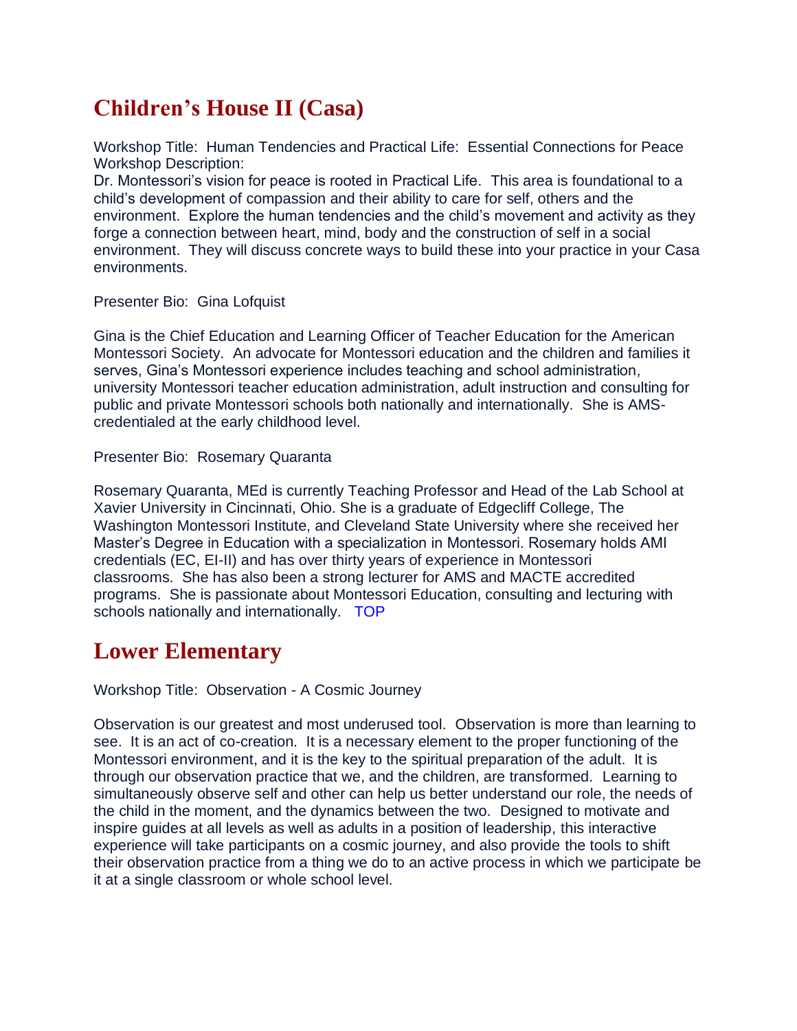## Children's House II (Casa)

Workshop Title: Human Tendencies and Practical Life: Essential Connections for Peace
Workshop Description:
Dr. Montessori's vision for peace is rooted in Practical Life. This area is foundational to a child's development of compassion and their ability to care for self, others and the environment. Explore the human tendencies and the child's movement and activity as they forge a connection between heart, mind, body and the construction of self in a social environment. They will discuss concrete ways to build these into your practice in your Casa environments.

Presenter Bio: Gina Lofquist

Gina is the Chief Education and Learning Officer of Teacher Education for the American Montessori Society. An advocate for Montessori education and the children and families it serves, Gina's Montessori experience includes teaching and school administration, university Montessori teacher education administration, adult instruction and consulting for public and private Montessori schools both nationally and internationally. She is AMS-credentialed at the early childhood level.

Presenter Bio: Rosemary Quaranta

Rosemary Quaranta, MEd is currently Teaching Professor and Head of the Lab School at Xavier University in Cincinnati, Ohio. She is a graduate of Edgecliff College, The Washington Montessori Institute, and Cleveland State University where she received her Master's Degree in Education with a specialization in Montessori. Rosemary holds AMI credentials (EC, EI-II) and has over thirty years of experience in Montessori classrooms. She has also been a strong lecturer for AMS and MACTE accredited programs. She is passionate about Montessori Education, consulting and lecturing with schools nationally and internationally. TOP

## Lower Elementary

Workshop Title: Observation - A Cosmic Journey

Observation is our greatest and most underused tool. Observation is more than learning to see. It is an act of co-creation. It is a necessary element to the proper functioning of the Montessori environment, and it is the key to the spiritual preparation of the adult. It is through our observation practice that we, and the children, are transformed. Learning to simultaneously observe self and other can help us better understand our role, the needs of the child in the moment, and the dynamics between the two. Designed to motivate and inspire guides at all levels as well as adults in a position of leadership, this interactive experience will take participants on a cosmic journey, and also provide the tools to shift their observation practice from a thing we do to an active process in which we participate be it at a single classroom or whole school level.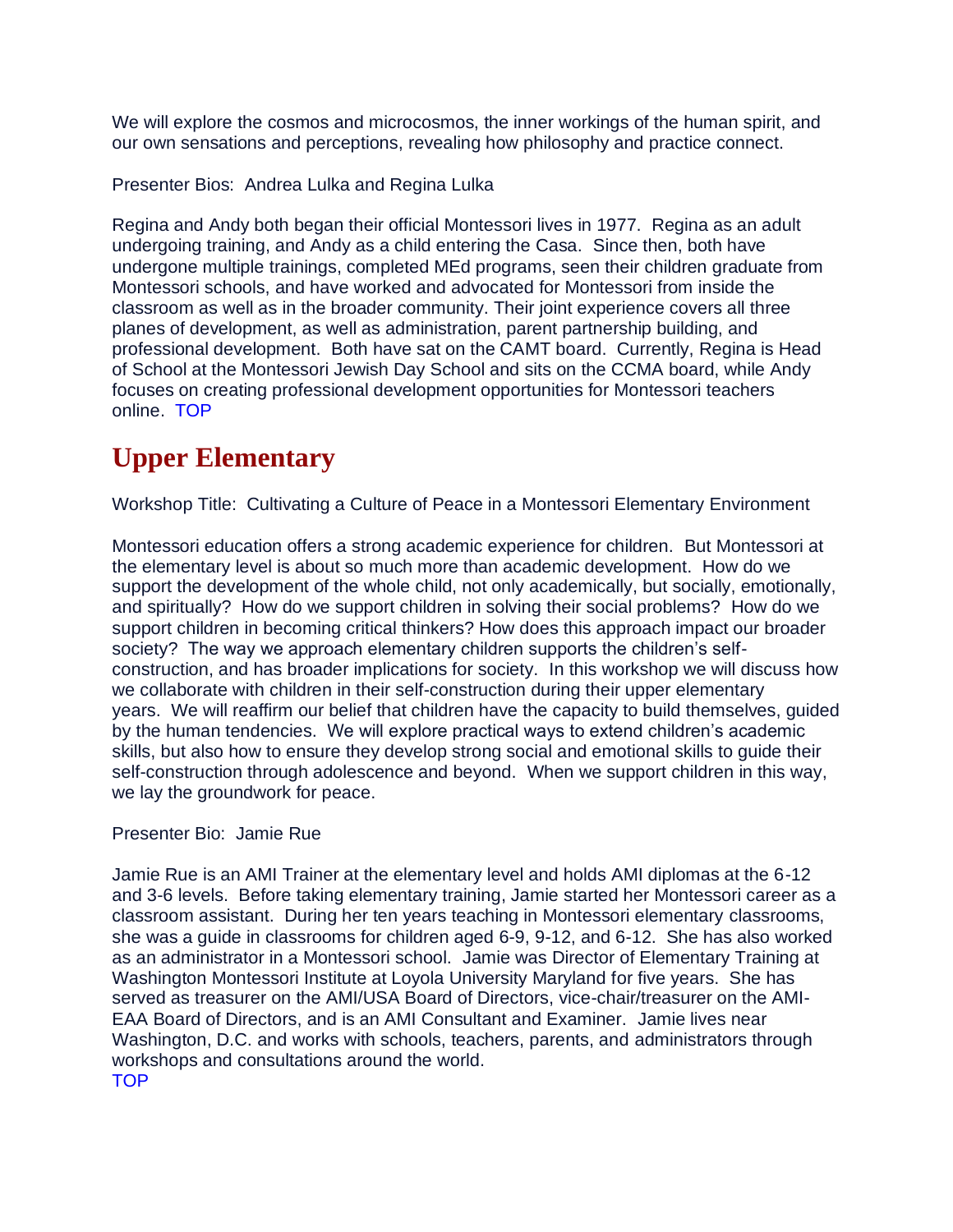We will explore the cosmos and microcosmos, the inner workings of the human spirit, and our own sensations and perceptions, revealing how philosophy and practice connect.

Presenter Bios: Andrea Lulka and Regina Lulka

Regina and Andy both began their official Montessori lives in 1977. Regina as an adult undergoing training, and Andy as a child entering the Casa. Since then, both have undergone multiple trainings, completed MEd programs, seen their children graduate from Montessori schools, and have worked and advocated for Montessori from inside the classroom as well as in the broader community. Their joint experience covers all three planes of development, as well as administration, parent partnership building, and professional development. Both have sat on the CAMT board. Currently, Regina is Head of School at the Montessori Jewish Day School and sits on the CCMA board, while Andy focuses on creating professional development opportunities for Montessori teachers online. TOP

## Upper Elementary

Workshop Title: Cultivating a Culture of Peace in a Montessori Elementary Environment

Montessori education offers a strong academic experience for children. But Montessori at the elementary level is about so much more than academic development. How do we support the development of the whole child, not only academically, but socially, emotionally, and spiritually? How do we support children in solving their social problems? How do we support children in becoming critical thinkers? How does this approach impact our broader society? The way we approach elementary children supports the children's self-construction, and has broader implications for society. In this workshop we will discuss how we collaborate with children in their self-construction during their upper elementary years. We will reaffirm our belief that children have the capacity to build themselves, guided by the human tendencies. We will explore practical ways to extend children's academic skills, but also how to ensure they develop strong social and emotional skills to guide their self-construction through adolescence and beyond. When we support children in this way, we lay the groundwork for peace.

Presenter Bio: Jamie Rue

Jamie Rue is an AMI Trainer at the elementary level and holds AMI diplomas at the 6-12 and 3-6 levels. Before taking elementary training, Jamie started her Montessori career as a classroom assistant. During her ten years teaching in Montessori elementary classrooms, she was a guide in classrooms for children aged 6-9, 9-12, and 6-12. She has also worked as an administrator in a Montessori school. Jamie was Director of Elementary Training at Washington Montessori Institute at Loyola University Maryland for five years. She has served as treasurer on the AMI/USA Board of Directors, vice-chair/treasurer on the AMI-EAA Board of Directors, and is an AMI Consultant and Examiner. Jamie lives near Washington, D.C. and works with schools, teachers, parents, and administrators through workshops and consultations around the world.
TOP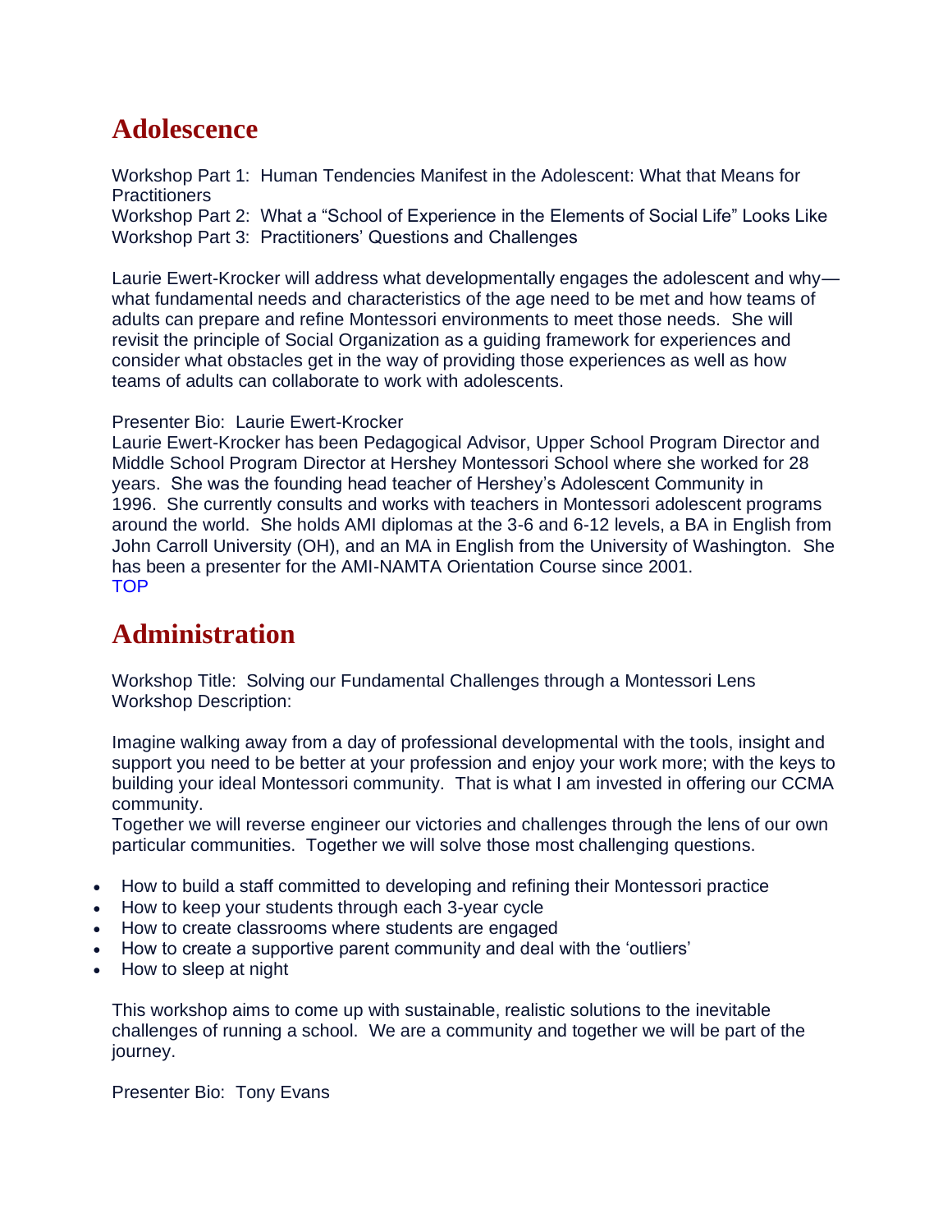## Adolescence

Workshop Part 1: Human Tendencies Manifest in the Adolescent: What that Means for Practitioners
Workshop Part 2: What a "School of Experience in the Elements of Social Life" Looks Like
Workshop Part 3: Practitioners' Questions and Challenges

Laurie Ewert-Krocker will address what developmentally engages the adolescent and why—what fundamental needs and characteristics of the age need to be met and how teams of adults can prepare and refine Montessori environments to meet those needs. She will revisit the principle of Social Organization as a guiding framework for experiences and consider what obstacles get in the way of providing those experiences as well as how teams of adults can collaborate to work with adolescents.

Presenter Bio: Laurie Ewert-Krocker
Laurie Ewert-Krocker has been Pedagogical Advisor, Upper School Program Director and Middle School Program Director at Hershey Montessori School where she worked for 28 years. She was the founding head teacher of Hershey's Adolescent Community in 1996. She currently consults and works with teachers in Montessori adolescent programs around the world. She holds AMI diplomas at the 3-6 and 6-12 levels, a BA in English from John Carroll University (OH), and an MA in English from the University of Washington. She has been a presenter for the AMI-NAMTA Orientation Course since 2001.
TOP

## Administration

Workshop Title: Solving our Fundamental Challenges through a Montessori Lens
Workshop Description:

Imagine walking away from a day of professional developmental with the tools, insight and support you need to be better at your profession and enjoy your work more; with the keys to building your ideal Montessori community. That is what I am invested in offering our CCMA community.
Together we will reverse engineer our victories and challenges through the lens of our own particular communities. Together we will solve those most challenging questions.

- How to build a staff committed to developing and refining their Montessori practice
- How to keep your students through each 3-year cycle
- How to create classrooms where students are engaged
- How to create a supportive parent community and deal with the 'outliers'
- How to sleep at night

This workshop aims to come up with sustainable, realistic solutions to the inevitable challenges of running a school. We are a community and together we will be part of the journey.

Presenter Bio: Tony Evans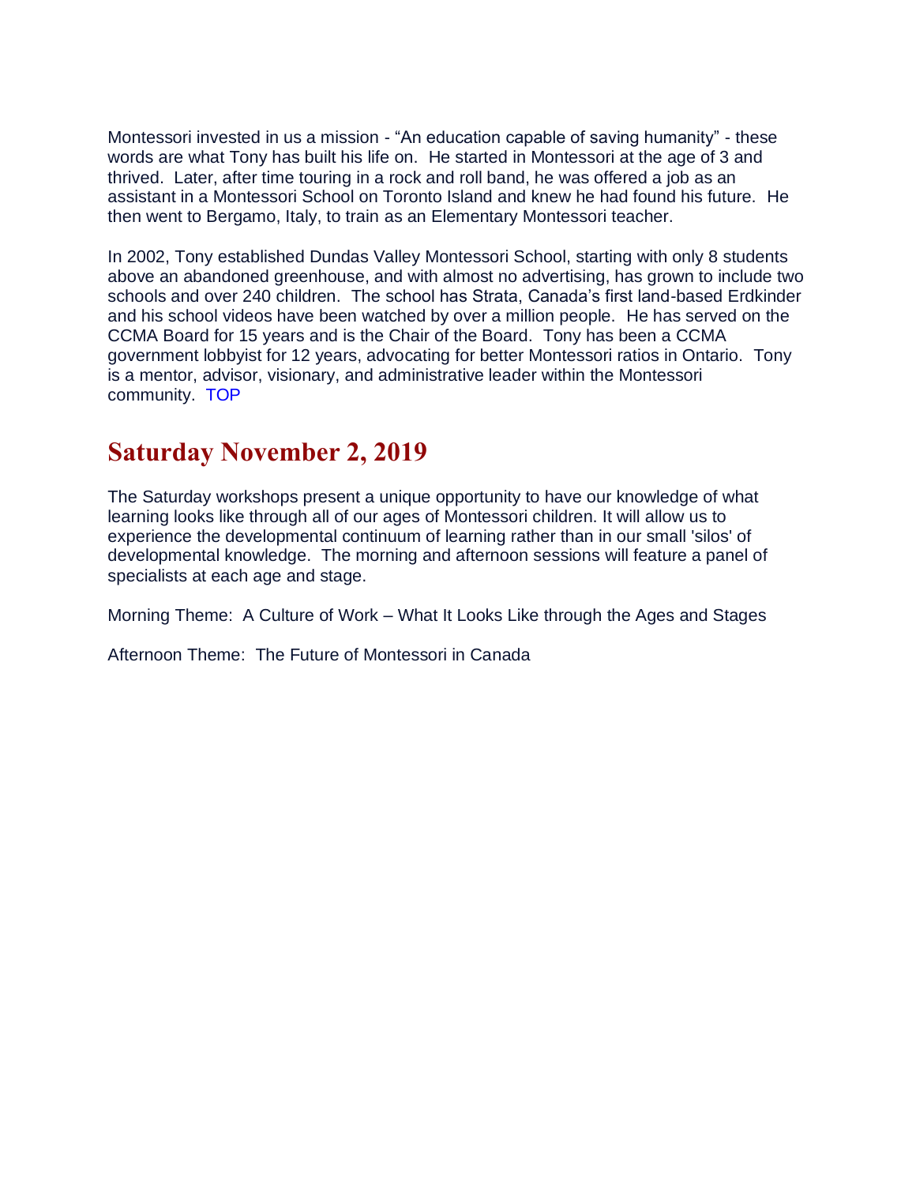Montessori invested in us a mission - "An education capable of saving humanity" - these words are what Tony has built his life on. He started in Montessori at the age of 3 and thrived. Later, after time touring in a rock and roll band, he was offered a job as an assistant in a Montessori School on Toronto Island and knew he had found his future. He then went to Bergamo, Italy, to train as an Elementary Montessori teacher.

In 2002, Tony established Dundas Valley Montessori School, starting with only 8 students above an abandoned greenhouse, and with almost no advertising, has grown to include two schools and over 240 children. The school has Strata, Canada's first land-based Erdkinder and his school videos have been watched by over a million people. He has served on the CCMA Board for 15 years and is the Chair of the Board. Tony has been a CCMA government lobbyist for 12 years, advocating for better Montessori ratios in Ontario. Tony is a mentor, advisor, visionary, and administrative leader within the Montessori community. TOP

## Saturday November 2, 2019

The Saturday workshops present a unique opportunity to have our knowledge of what learning looks like through all of our ages of Montessori children. It will allow us to experience the developmental continuum of learning rather than in our small 'silos' of developmental knowledge. The morning and afternoon sessions will feature a panel of specialists at each age and stage.

Morning Theme: A Culture of Work – What It Looks Like through the Ages and Stages

Afternoon Theme: The Future of Montessori in Canada